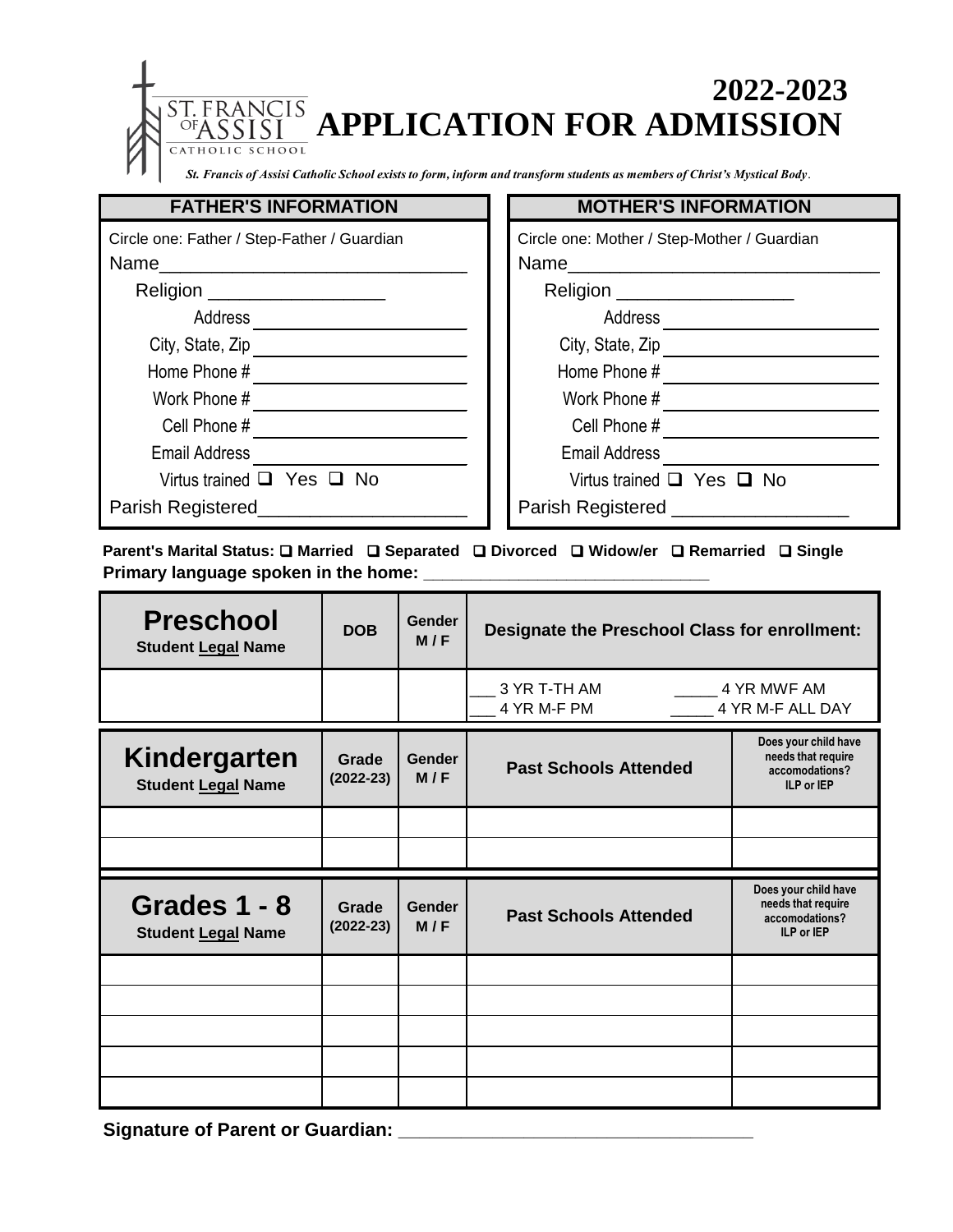ST. FRANCIS OF ASSISI CATHOLIC SCHOOL

# 2022-2023 APPLICATION FOR ADMISSION

*St. Francis of Assisi Catholic School exists to form, inform and transform students as members of Christ's Mystical Body.*

| FATHER'S INFORMATION | MOTHER'S INFORMATION |
|---|---|
| Circle one: Father / Step-Father / Guardian | Circle one: Mother / Step-Mother / Guardian |
| Name______________________________ | Name______________________________ |
| Religion _________________ | Religion _________________ |
| Address ____________________ | Address ____________________ |
| City, State, Zip ____________________ | City, State, Zip ____________________ |
| Home Phone # ____________________ | Home Phone # ____________________ |
| Work Phone # ____________________ | Work Phone # ____________________ |
| Cell Phone # ____________________ | Cell Phone # ____________________ |
| Email Address ____________________ | Email Address ____________________ |
| Virtus trained ❑ Yes ❑ No | Virtus trained ❑ Yes ❑ No |
| Parish Registered___________________ | Parish Registered ________________ |

**Parent's Marital Status: ❑ Married ❑ Separated ❑ Divorced ❑ Widow/er ❑ Remarried ❑ Single**

**Primary language spoken in the home: ______________________________**

| **Preschool** Student Legal Name | DOB | Gender M / F | Designate the Preschool Class for enrollment: |
|---|---|---|---|
| | | | ___ 3 YR T-TH AM _____ 4 YR MWF AM<br>___ 4 YR M-F PM _____ 4 YR M-F ALL DAY |

| **Kindergarten** Student Legal Name | Grade (2022-23) | Gender M / F | Past Schools Attended | Does your child have needs that require accomodations? ILP or IEP |
|---|---|---|---|---|
| | | | | |
| | | | | |

| **Grades 1 - 8** Student Legal Name | Grade (2022-23) | Gender M / F | Past Schools Attended | Does your child have needs that require accomodations? ILP or IEP |
|---|---|---|---|---|
| | | | | |
| | | | | |
| | | | | |
| | | | | |
| | | | | |

**Signature of Parent or Guardian: ___________________________________**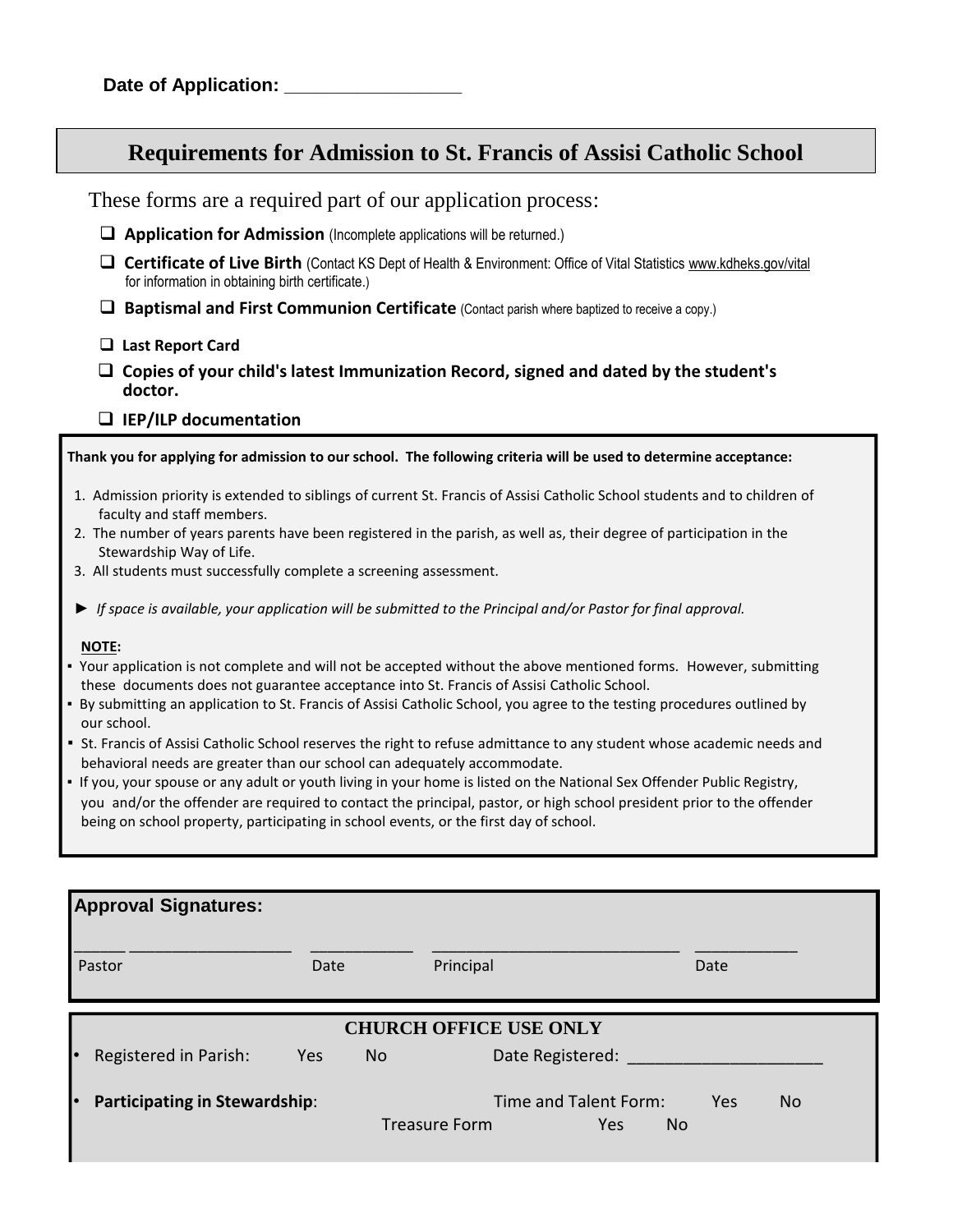**Date of Application: _________________**

## Requirements for Admission to St. Francis of Assisi Catholic School

These forms are a required part of our application process:

- ❑ **Application for Admission** (Incomplete applications will be returned.)
- ❑ **Certificate of Live Birth** (Contact KS Dept of Health & Environment: Office of Vital Statistics www.kdheks.gov/vital for information in obtaining birth certificate.)
- ❑ **Baptismal and First Communion Certificate** (Contact parish where baptized to receive a copy.)
- ❑ **Last Report Card**
- ❑ **Copies of your child's latest Immunization Record, signed and dated by the student's doctor.**
- ❑ **IEP/ILP documentation**

**Thank you for applying for admission to our school. The following criteria will be used to determine acceptance:**

1. Admission priority is extended to siblings of current St. Francis of Assisi Catholic School students and to children of faculty and staff members.
2. The number of years parents have been registered in the parish, as well as, their degree of participation in the Stewardship Way of Life.
3. All students must successfully complete a screening assessment.

► *If space is available, your application will be submitted to the Principal and/or Pastor for final approval.*

**NOTE:**

- Your application is not complete and will not be accepted without the above mentioned forms. However, submitting these documents does not guarantee acceptance into St. Francis of Assisi Catholic School.
- By submitting an application to St. Francis of Assisi Catholic School, you agree to the testing procedures outlined by our school.
- St. Francis of Assisi Catholic School reserves the right to refuse admittance to any student whose academic needs and behavioral needs are greater than our school can adequately accommodate.
- If you, your spouse or any adult or youth living in your home is listed on the National Sex Offender Public Registry, you and/or the offender are required to contact the principal, pastor, or high school president prior to the offender being on school property, participating in school events, or the first day of school.

**Approval Signatures:**

______________________ Pastor &nbsp;&nbsp; ___________ Date &nbsp;&nbsp; ___________________________ Principal &nbsp;&nbsp; ___________ Date

**CHURCH OFFICE USE ONLY**

- Registered in Parish: Yes No &nbsp;&nbsp; Date Registered: ____________________
- **Participating in Stewardship**: Time and Talent Form: Yes No
  Treasure Form Yes No